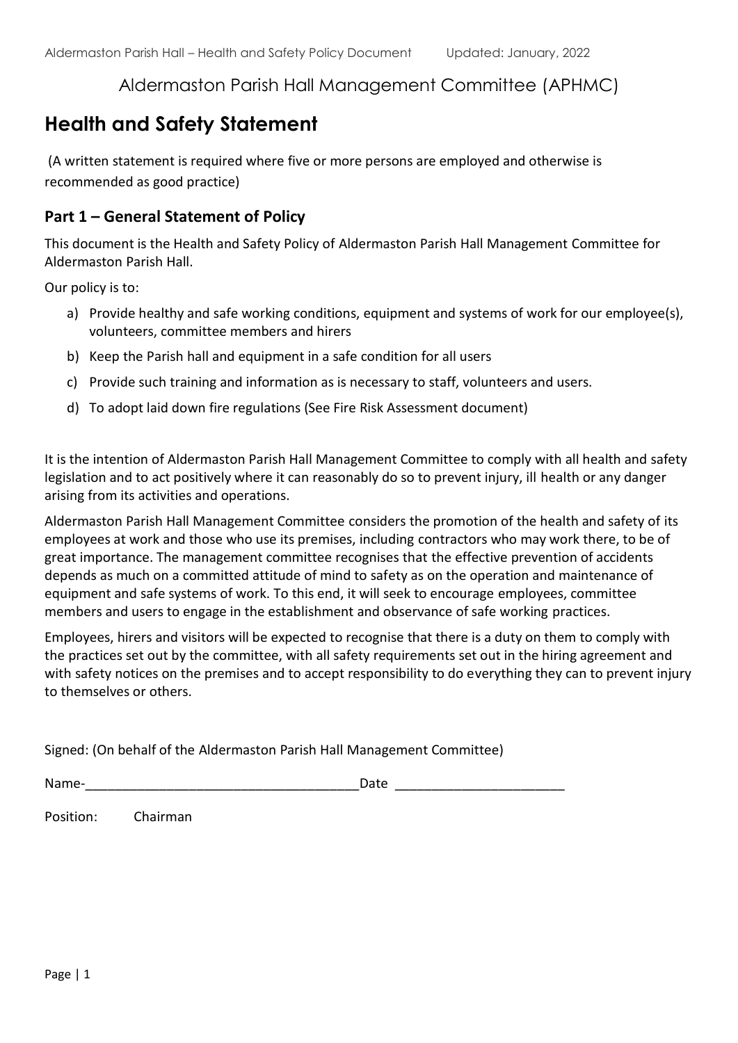Aldermaston Parish Hall Management Committee (APHMC)

# Health and Safety Statement

(A written statement is required where five or more persons are employed and otherwise is recommended as good practice)

## Part 1 – General Statement of Policy

This document is the Health and Safety Policy of Aldermaston Parish Hall Management Committee for Aldermaston Parish Hall.

Our policy is to:

a) Provide healthy and safe working conditions, equipment and systems of work for our employee(s), volunteers, committee members and hirers
b) Keep the Parish hall and equipment in a safe condition for all users
c) Provide such training and information as is necessary to staff, volunteers and users.
d) To adopt laid down fire regulations (See Fire Risk Assessment document)

It is the intention of Aldermaston Parish Hall Management Committee to comply with all health and safety legislation and to act positively where it can reasonably do so to prevent injury, ill health or any danger arising from its activities and operations.

Aldermaston Parish Hall Management Committee considers the promotion of the health and safety of its employees at work and those who use its premises, including contractors who may work there, to be of great importance. The management committee recognises that the effective prevention of accidents depends as much on a committed attitude of mind to safety as on the operation and maintenance of equipment and safe systems of work. To this end, it will seek to encourage employees, committee members and users to engage in the establishment and observance of safe working practices.

Employees, hirers and visitors will be expected to recognise that there is a duty on them to comply with the practices set out by the committee, with all safety requirements set out in the hiring agreement and with safety notices on the premises and to accept responsibility to do everything they can to prevent injury to themselves or others.

Signed: (On behalf of the Aldermaston Parish Hall Management Committee)

Name-_____________________________________Date _______________________

Position: Chairman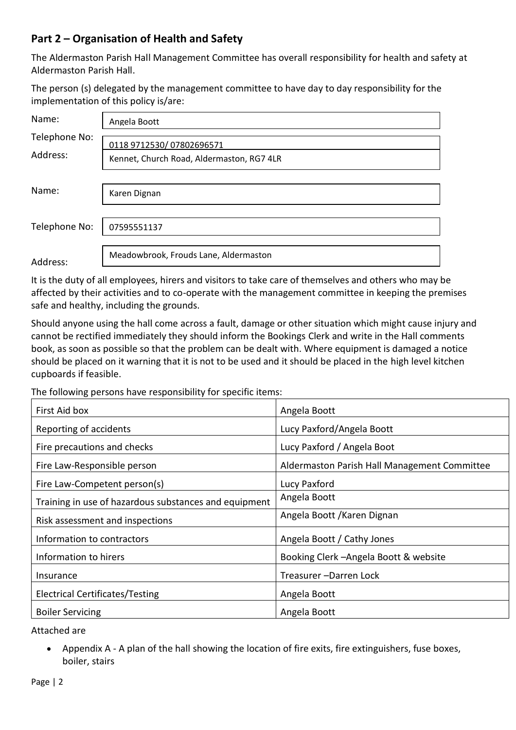## Part 2 – Organisation of Health and Safety

The Aldermaston Parish Hall Management Committee has overall responsibility for health and safety at Aldermaston Parish Hall.

The person (s) delegated by the management committee to have day to day responsibility for the implementation of this policy is/are:

| | |
|---|---|
| Name: | Angela Boott |
| Telephone No: | 0118 9712530/ 07802696571 |
| Address: | Kennet, Church Road, Aldermaston, RG7 4LR |
| Name: | Karen Dignan |
| Telephone No: | 07595551137 |
| Address: | Meadowbrook, Frouds Lane, Aldermaston |

It is the duty of all employees, hirers and visitors to take care of themselves and others who may be affected by their activities and to co-operate with the management committee in keeping the premises safe and healthy, including the grounds.

Should anyone using the hall come across a fault, damage or other situation which might cause injury and cannot be rectified immediately they should inform the Bookings Clerk and write in the Hall comments book, as soon as possible so that the problem can be dealt with. Where equipment is damaged a notice should be placed on it warning that it is not to be used and it should be placed in the high level kitchen cupboards if feasible.

The following persons have responsibility for specific items:

| | |
|---|---|
| First Aid box | Angela Boott |
| Reporting of accidents | Lucy Paxford/Angela Boott |
| Fire precautions and checks | Lucy Paxford / Angela Boot |
| Fire Law-Responsible person | Aldermaston Parish Hall Management Committee |
| Fire Law-Competent person(s) | Lucy Paxford |
| Training in use of hazardous substances and equipment | Angela Boott |
| Risk assessment and inspections | Angela Boott /Karen Dignan |
| Information to contractors | Angela Boott / Cathy Jones |
| Information to hirers | Booking Clerk –Angela Boott & website |
| Insurance | Treasurer –Darren Lock |
| Electrical Certificates/Testing | Angela Boott |
| Boiler Servicing | Angela Boott |

Attached are

- Appendix A - A plan of the hall showing the location of fire exits, fire extinguishers, fuse boxes, boiler, stairs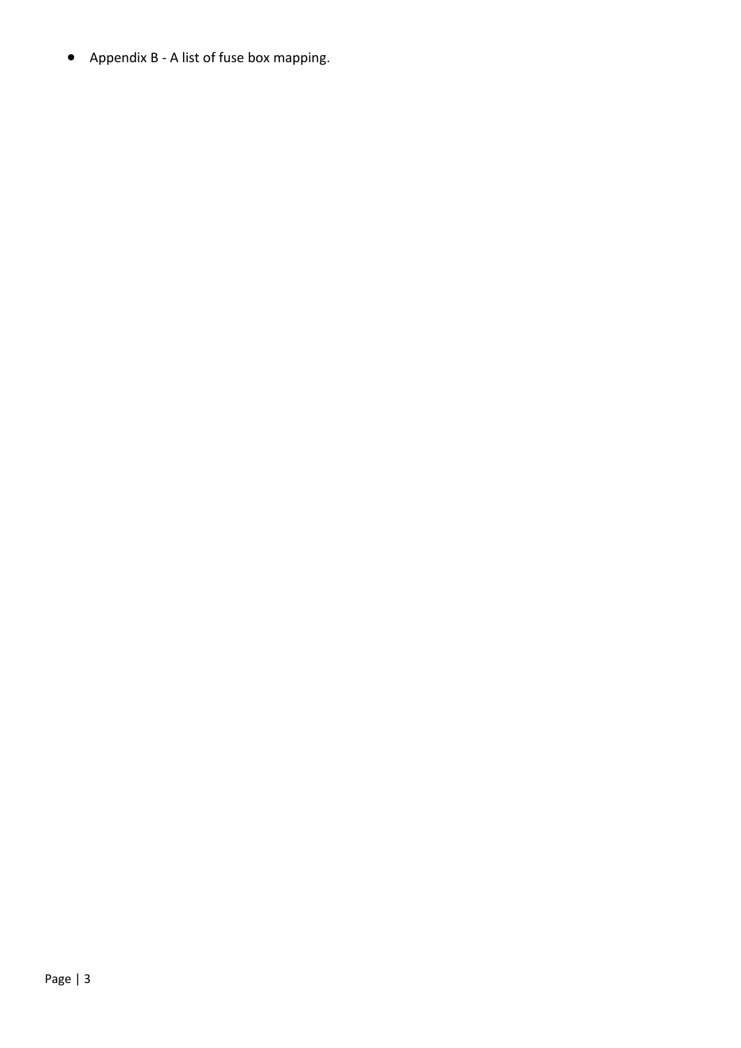- Appendix B - A list of fuse box mapping.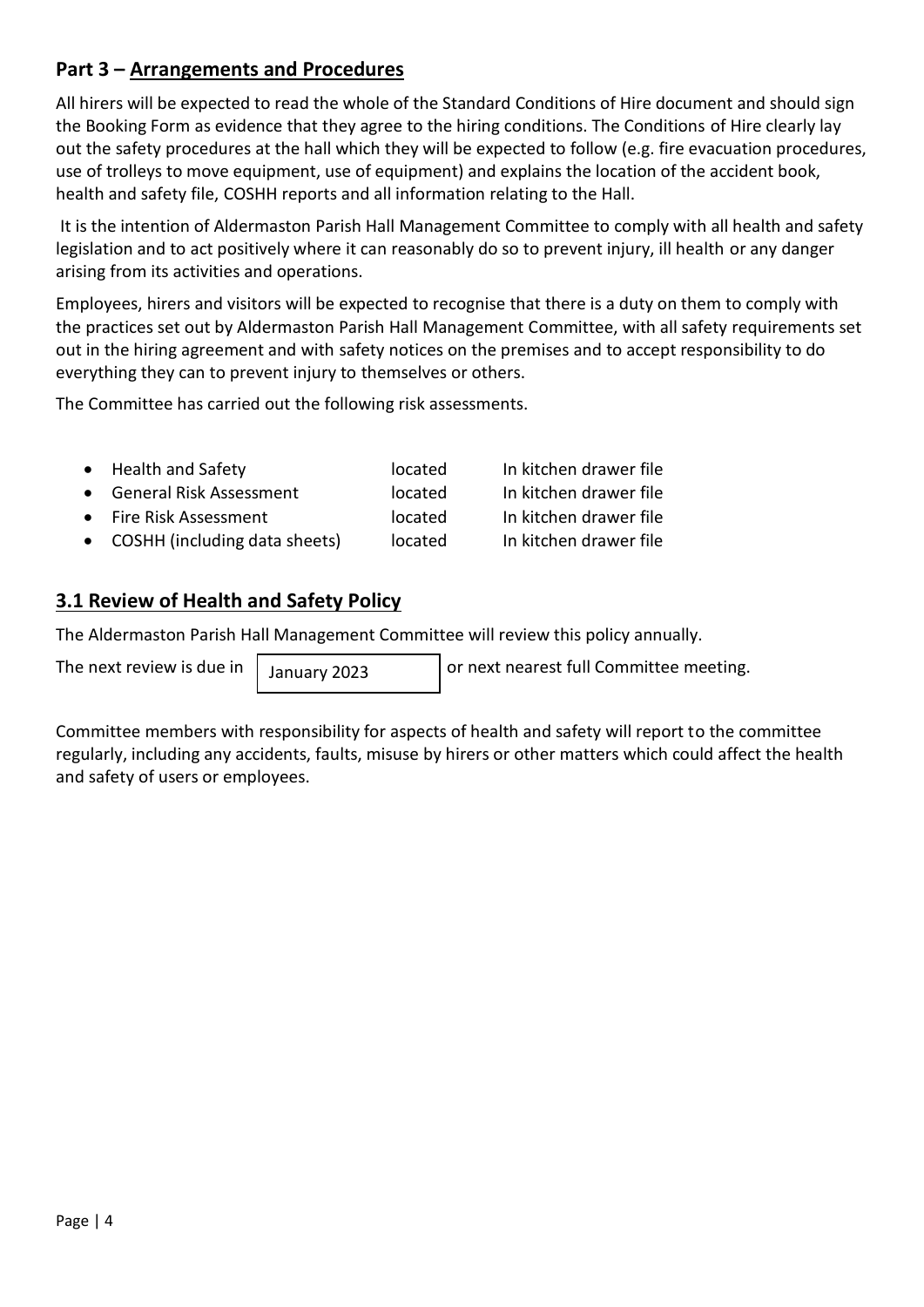## Part 3 – Arrangements and Procedures

All hirers will be expected to read the whole of the Standard Conditions of Hire document and should sign the Booking Form as evidence that they agree to the hiring conditions. The Conditions of Hire clearly lay out the safety procedures at the hall which they will be expected to follow (e.g. fire evacuation procedures, use of trolleys to move equipment, use of equipment) and explains the location of the accident book, health and safety file, COSHH reports and all information relating to the Hall.

It is the intention of Aldermaston Parish Hall Management Committee to comply with all health and safety legislation and to act positively where it can reasonably do so to prevent injury, ill health or any danger arising from its activities and operations.

Employees, hirers and visitors will be expected to recognise that there is a duty on them to comply with the practices set out by Aldermaston Parish Hall Management Committee, with all safety requirements set out in the hiring agreement and with safety notices on the premises and to accept responsibility to do everything they can to prevent injury to themselves or others.

The Committee has carried out the following risk assessments.

- Health and Safety located In kitchen drawer file
- General Risk Assessment located In kitchen drawer file
- Fire Risk Assessment located In kitchen drawer file
- COSHH (including data sheets) located In kitchen drawer file

## 3.1 Review of Health and Safety Policy

The Aldermaston Parish Hall Management Committee will review this policy annually.

The next review is due in January 2023 or next nearest full Committee meeting.

Committee members with responsibility for aspects of health and safety will report to the committee regularly, including any accidents, faults, misuse by hirers or other matters which could affect the health and safety of users or employees.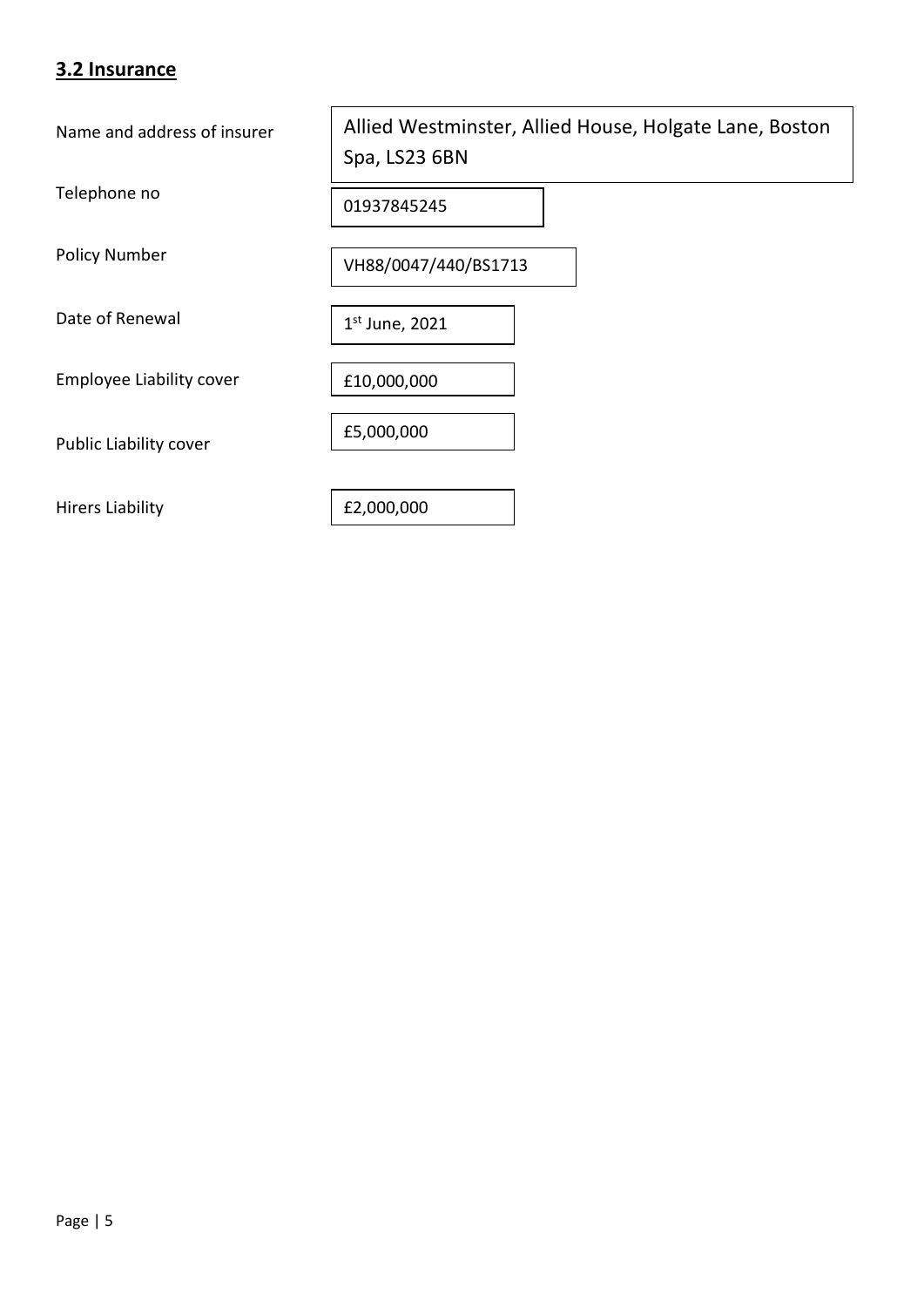## 3.2 Insurance

| | |
|---|---|
| Name and address of insurer | Allied Westminster, Allied House, Holgate Lane, Boston Spa, LS23 6BN |
| Telephone no | 01937845245 |
| Policy Number | VH88/0047/440/BS1713 |
| Date of Renewal | 1st June, 2021 |
| Employee Liability cover | £10,000,000 |
| Public Liability cover | £5,000,000 |
| Hirers Liability | £2,000,000 |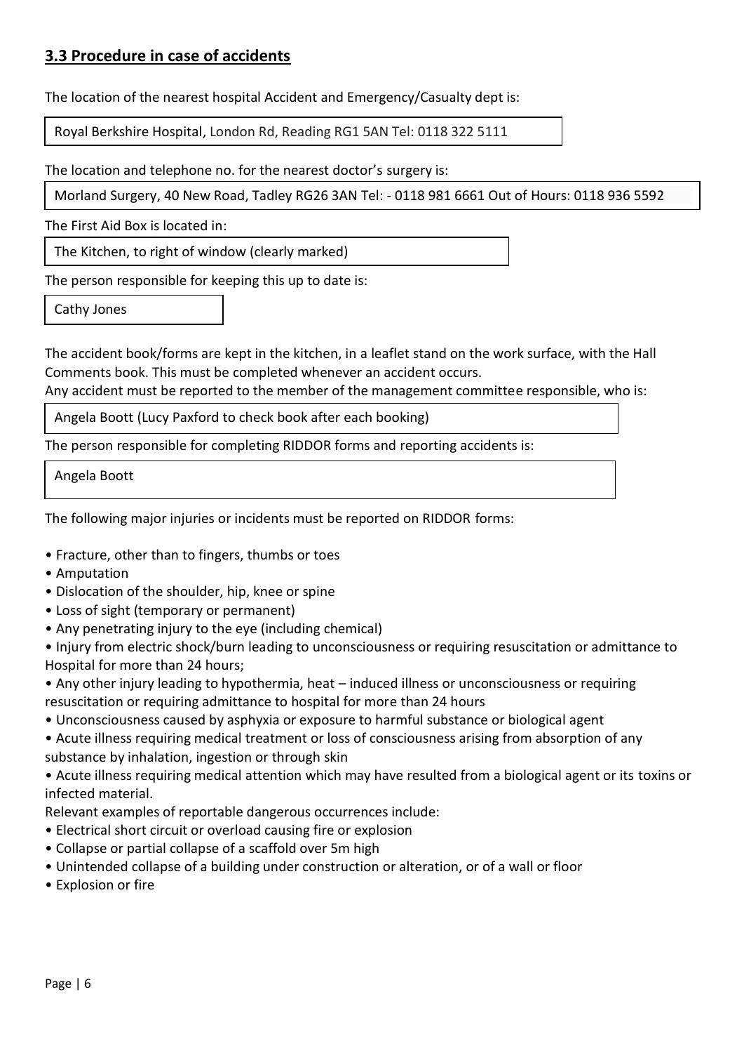## 3.3 Procedure in case of accidents

The location of the nearest hospital Accident and Emergency/Casualty dept is:

Royal Berkshire Hospital, London Rd, Reading RG1 5AN Tel: 0118 322 5111

The location and telephone no. for the nearest doctor's surgery is:

Morland Surgery, 40 New Road, Tadley RG26 3AN Tel: - 0118 981 6661 Out of Hours: 0118 936 5592

The First Aid Box is located in:

The Kitchen, to right of window (clearly marked)

The person responsible for keeping this up to date is:

Cathy Jones

The accident book/forms are kept in the kitchen, in a leaflet stand on the work surface, with the Hall Comments book. This must be completed whenever an accident occurs.
Any accident must be reported to the member of the management committee responsible, who is:

Angela Boott (Lucy Paxford to check book after each booking)

The person responsible for completing RIDDOR forms and reporting accidents is:

Angela Boott

The following major injuries or incidents must be reported on RIDDOR forms:

- Fracture, other than to fingers, thumbs or toes
- Amputation
- Dislocation of the shoulder, hip, knee or spine
- Loss of sight (temporary or permanent)
- Any penetrating injury to the eye (including chemical)
- Injury from electric shock/burn leading to unconsciousness or requiring resuscitation or admittance to Hospital for more than 24 hours;
- Any other injury leading to hypothermia, heat – induced illness or unconsciousness or requiring resuscitation or requiring admittance to hospital for more than 24 hours
- Unconsciousness caused by asphyxia or exposure to harmful substance or biological agent
- Acute illness requiring medical treatment or loss of consciousness arising from absorption of any substance by inhalation, ingestion or through skin
- Acute illness requiring medical attention which may have resulted from a biological agent or its toxins or infected material.

Relevant examples of reportable dangerous occurrences include:

- Electrical short circuit or overload causing fire or explosion
- Collapse or partial collapse of a scaffold over 5m high
- Unintended collapse of a building under construction or alteration, or of a wall or floor
- Explosion or fire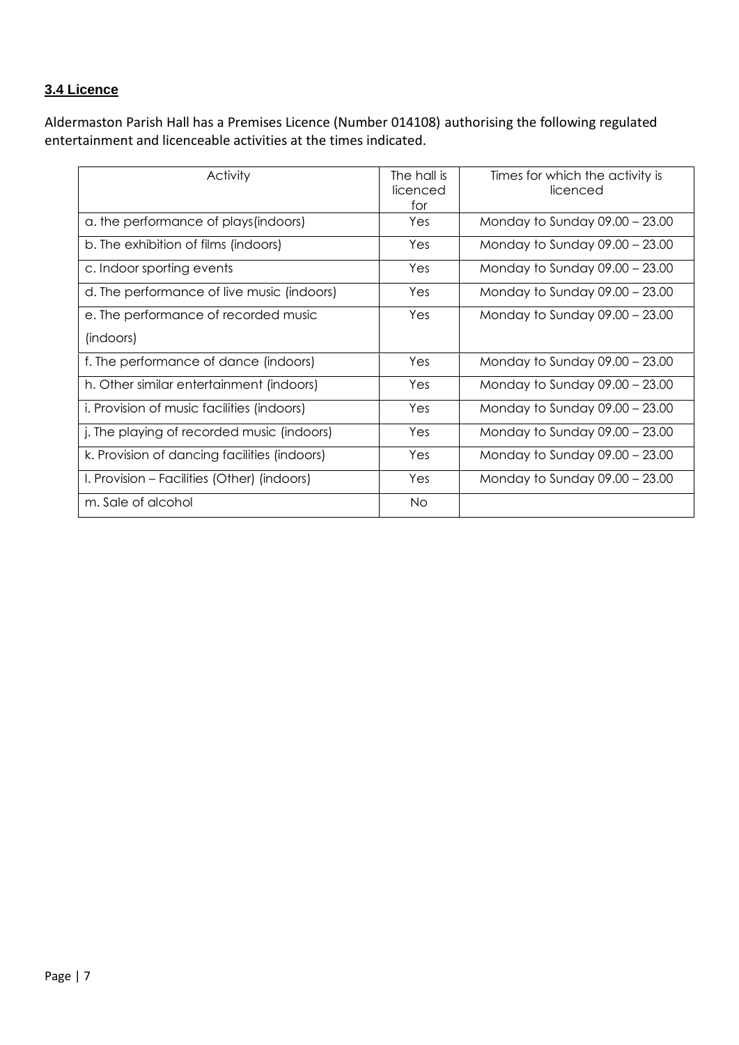### **3.4 Licence**

Aldermaston Parish Hall has a Premises Licence (Number 014108) authorising the following regulated entertainment and licenceable activities at the times indicated.

| Activity | The hall is licenced for | Times for which the activity is licenced |
|---|---|---|
| a. the performance of plays(indoors) | Yes | Monday to Sunday 09.00 – 23.00 |
| b. The exhibition of films (indoors) | Yes | Monday to Sunday 09.00 – 23.00 |
| c. Indoor sporting events | Yes | Monday to Sunday 09.00 – 23.00 |
| d. The performance of live music (indoors) | Yes | Monday to Sunday 09.00 – 23.00 |
| e. The performance of recorded music (indoors) | Yes | Monday to Sunday 09.00 – 23.00 |
| f. The performance of dance (indoors) | Yes | Monday to Sunday 09.00 – 23.00 |
| h. Other similar entertainment (indoors) | Yes | Monday to Sunday 09.00 – 23.00 |
| i. Provision of music facilities (indoors) | Yes | Monday to Sunday 09.00 – 23.00 |
| j. The playing of recorded music (indoors) | Yes | Monday to Sunday 09.00 – 23.00 |
| k. Provision of dancing facilities (indoors) | Yes | Monday to Sunday 09.00 – 23.00 |
| l. Provision – Facilities (Other) (indoors) | Yes | Monday to Sunday 09.00 – 23.00 |
| m. Sale of alcohol | No | |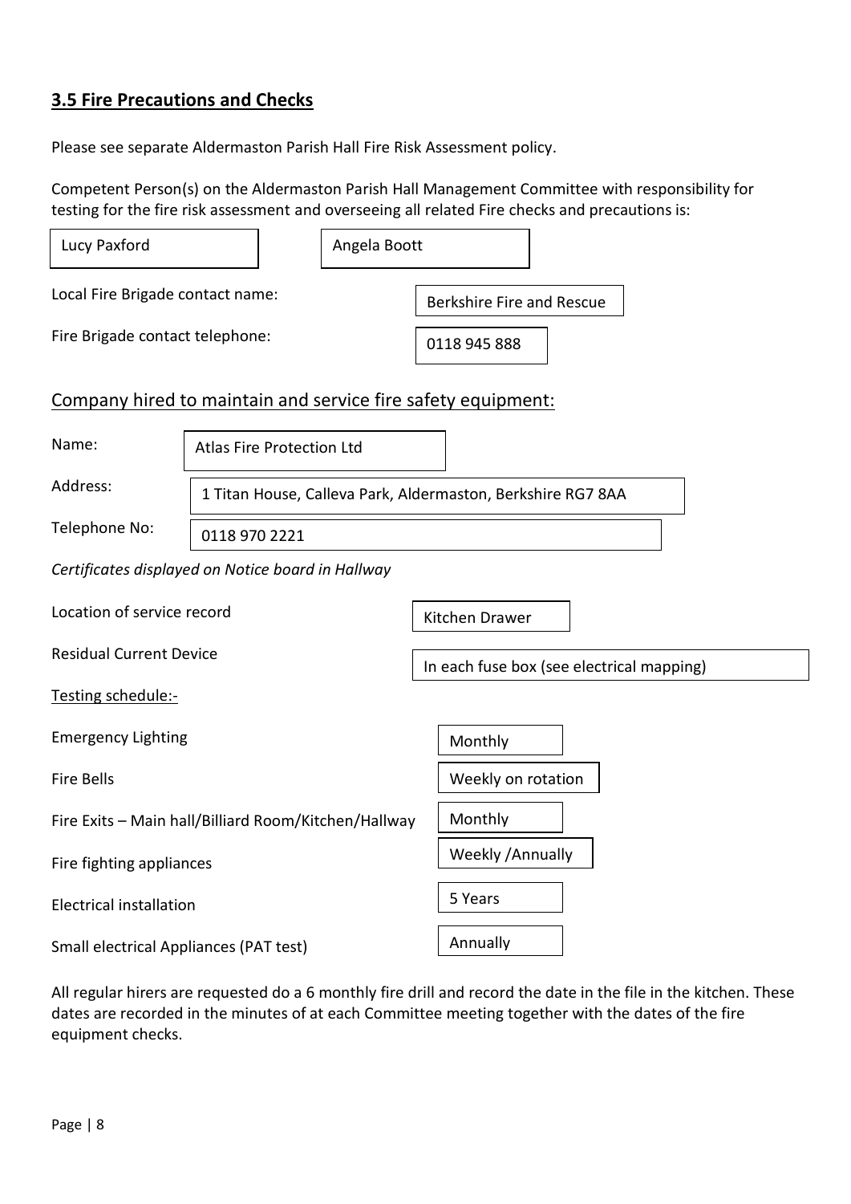## 3.5 Fire Precautions and Checks

Please see separate Aldermaston Parish Hall Fire Risk Assessment policy.

Competent Person(s) on the Aldermaston Parish Hall Management Committee with responsibility for testing for the fire risk assessment and overseeing all related Fire checks and precautions is:

| Lucy Paxford | Angela Boott |
|---|---|

| | |
|---|---|
| Local Fire Brigade contact name: | Berkshire Fire and Rescue |
| Fire Brigade contact telephone: | 0118 945 888 |

### Company hired to maintain and service fire safety equipment:

| | |
|---|---|
| Name: | Atlas Fire Protection Ltd |
| Address: | 1 Titan House, Calleva Park, Aldermaston, Berkshire RG7 8AA |
| Telephone No: | 0118 970 2221 |

*Certificates displayed on Notice board in Hallway*

| | |
|---|---|
| Location of service record | Kitchen Drawer |
| Residual Current Device | In each fuse box (see electrical mapping) |

Testing schedule:-

| | |
|---|---|
| Emergency Lighting | Monthly |
| Fire Bells | Weekly on rotation |
| Fire Exits – Main hall/Billiard Room/Kitchen/Hallway | Monthly |
| Fire fighting appliances | Weekly /Annually |
| Electrical installation | 5 Years |
| Small electrical Appliances (PAT test) | Annually |

All regular hirers are requested do a 6 monthly fire drill and record the date in the file in the kitchen. These dates are recorded in the minutes of at each Committee meeting together with the dates of the fire equipment checks.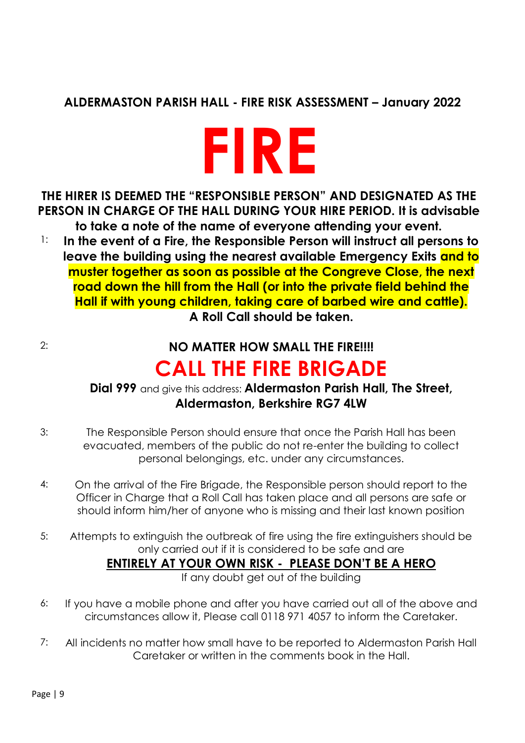## ALDERMASTON PARISH HALL - FIRE RISK ASSESSMENT – January 2022

# FIRE

**THE HIRER IS DEEMED THE "RESPONSIBLE PERSON" AND DESIGNATED AS THE PERSON IN CHARGE OF THE HALL DURING YOUR HIRE PERIOD. It is advisable to take a note of the name of everyone attending your event.**

1: **In the event of a Fire, the Responsible Person will instruct all persons to leave the building using the nearest available Emergency Exits and to muster together as soon as possible at the Congreve Close, the next road down the hill from the Hall (or into the private field behind the Hall if with young children, taking care of barbed wire and cattle). A Roll Call should be taken.**

2: **NO MATTER HOW SMALL THE FIRE!!!!**

## CALL THE FIRE BRIGADE

**Dial 999** and give this address: **Aldermaston Parish Hall, The Street, Aldermaston, Berkshire RG7 4LW**

3: The Responsible Person should ensure that once the Parish Hall has been evacuated, members of the public do not re-enter the building to collect personal belongings, etc. under any circumstances.

4: On the arrival of the Fire Brigade, the Responsible person should report to the Officer in Charge that a Roll Call has taken place and all persons are safe or should inform him/her of anyone who is missing and their last known position

5: Attempts to extinguish the outbreak of fire using the fire extinguishers should be only carried out if it is considered to be safe and are

**ENTIRELY AT YOUR OWN RISK - PLEASE DON'T BE A HERO**

If any doubt get out of the building

6: If you have a mobile phone and after you have carried out all of the above and circumstances allow it, Please call 0118 971 4057 to inform the Caretaker.

7: All incidents no matter how small have to be reported to Aldermaston Parish Hall Caretaker or written in the comments book in the Hall.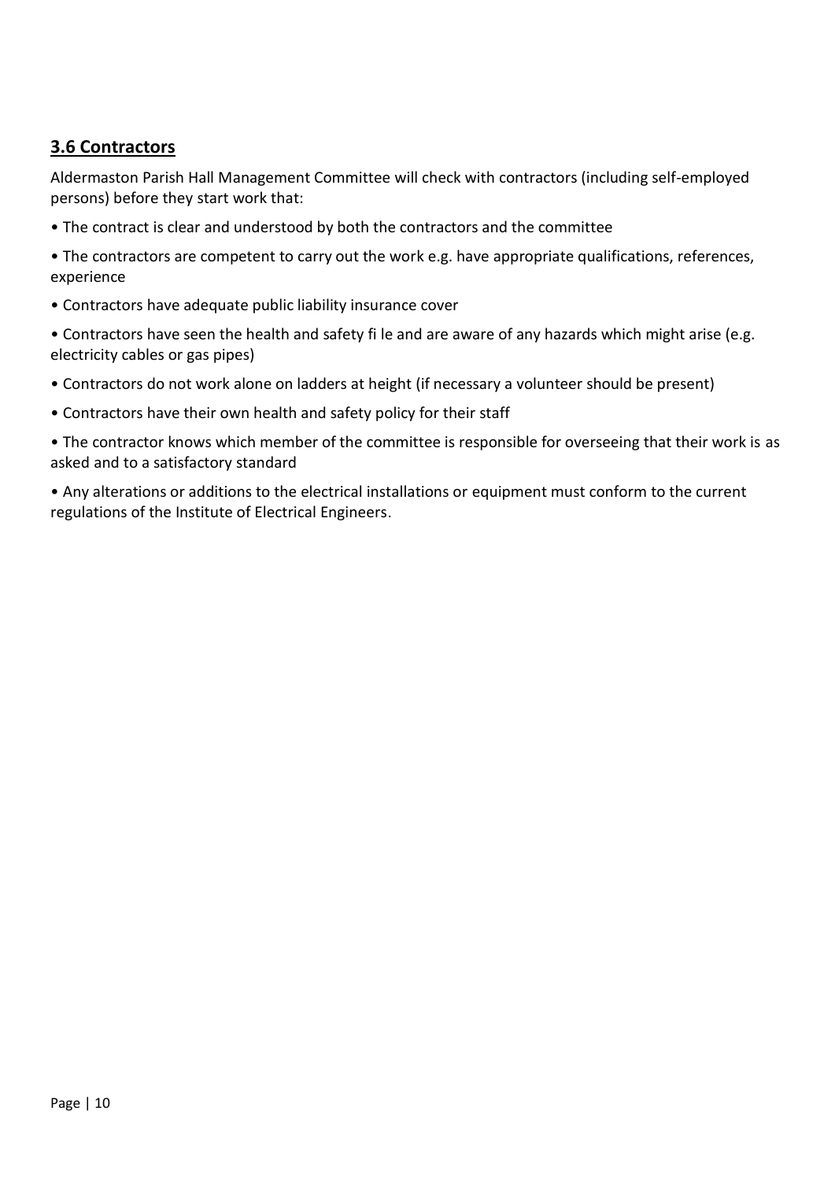## 3.6 Contractors

Aldermaston Parish Hall Management Committee will check with contractors (including self-employed persons) before they start work that:

- The contract is clear and understood by both the contractors and the committee
- The contractors are competent to carry out the work e.g. have appropriate qualifications, references, experience
- Contractors have adequate public liability insurance cover
- Contractors have seen the health and safety fi le and are aware of any hazards which might arise (e.g. electricity cables or gas pipes)
- Contractors do not work alone on ladders at height (if necessary a volunteer should be present)
- Contractors have their own health and safety policy for their staff
- The contractor knows which member of the committee is responsible for overseeing that their work is as asked and to a satisfactory standard
- Any alterations or additions to the electrical installations or equipment must conform to the current regulations of the Institute of Electrical Engineers.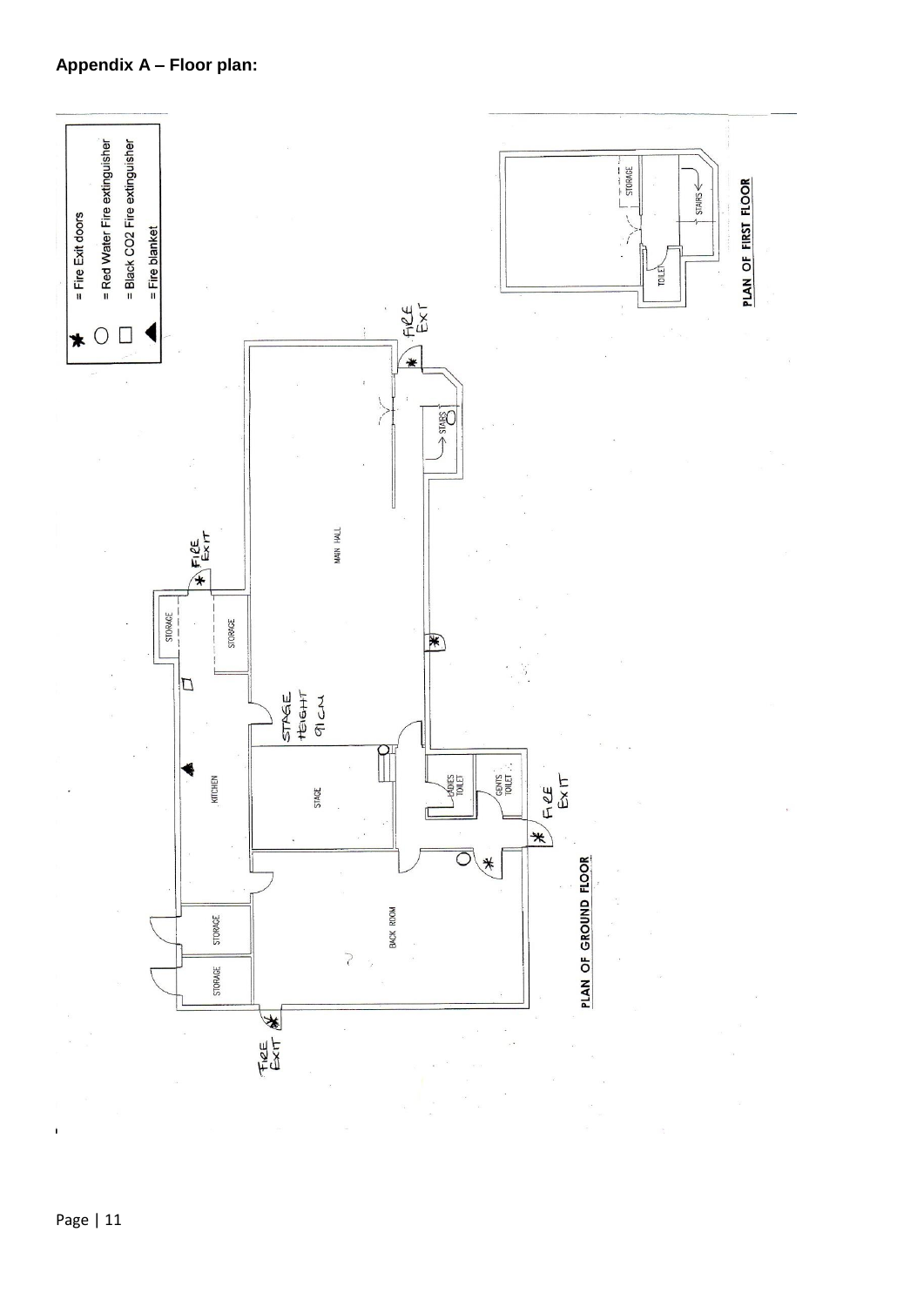**Appendix A – Floor plan:**

- ✱ = Fire Exit doors
- ○ = Red Water Fire extinguisher
- □ = Black CO2 Fire extinguisher
- ▲ = Fire blanket

PLAN OF GROUND FLOOR

MAIN HALL

STAIRS

FIRE EXIT

STORAGE

STORAGE

STAGE HEIGHT 91CM

KITCHEN

STAGE

LADIES TOILET

GENTS TOILET

FIRE EXIT

BACK ROOM

STORAGE

STORAGE

FIRE EXIT

PLAN OF FIRST FLOOR

STORAGE

STAIRS

TOILET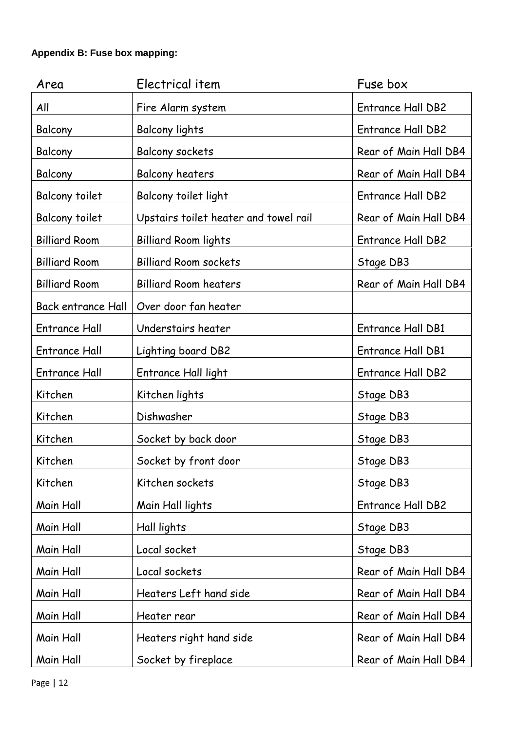**Appendix B: Fuse box mapping:**

| Area | Electrical item | Fuse box |
|---|---|---|
| All | Fire Alarm system | Entrance Hall DB2 |
| Balcony | Balcony lights | Entrance Hall DB2 |
| Balcony | Balcony sockets | Rear of Main Hall DB4 |
| Balcony | Balcony heaters | Rear of Main Hall DB4 |
| Balcony toilet | Balcony toilet light | Entrance Hall DB2 |
| Balcony toilet | Upstairs toilet heater and towel rail | Rear of Main Hall DB4 |
| Billiard Room | Billiard Room lights | Entrance Hall DB2 |
| Billiard Room | Billiard Room sockets | Stage DB3 |
| Billiard Room | Billiard Room heaters | Rear of Main Hall DB4 |
| Back entrance Hall | Over door fan heater | |
| Entrance Hall | Understairs heater | Entrance Hall DB1 |
| Entrance Hall | Lighting board DB2 | Entrance Hall DB1 |
| Entrance Hall | Entrance Hall light | Entrance Hall DB2 |
| Kitchen | Kitchen lights | Stage DB3 |
| Kitchen | Dishwasher | Stage DB3 |
| Kitchen | Socket by back door | Stage DB3 |
| Kitchen | Socket by front door | Stage DB3 |
| Kitchen | Kitchen sockets | Stage DB3 |
| Main Hall | Main Hall lights | Entrance Hall DB2 |
| Main Hall | Hall lights | Stage DB3 |
| Main Hall | Local socket | Stage DB3 |
| Main Hall | Local sockets | Rear of Main Hall DB4 |
| Main Hall | Heaters Left hand side | Rear of Main Hall DB4 |
| Main Hall | Heater rear | Rear of Main Hall DB4 |
| Main Hall | Heaters right hand side | Rear of Main Hall DB4 |
| Main Hall | Socket by fireplace | Rear of Main Hall DB4 |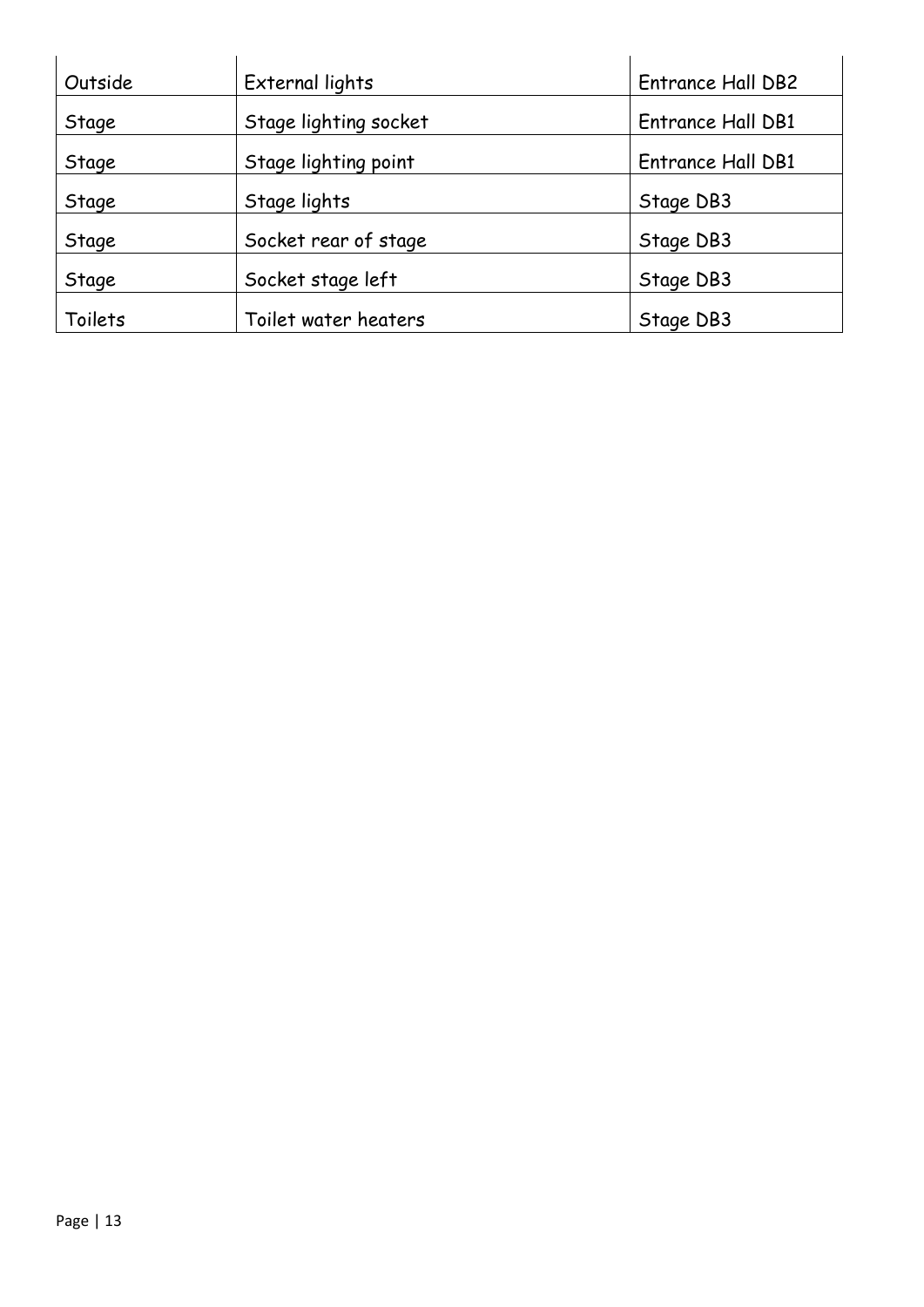| | | |
|---|---|---|
| Outside | External lights | Entrance Hall DB2 |
| Stage | Stage lighting socket | Entrance Hall DB1 |
| Stage | Stage lighting point | Entrance Hall DB1 |
| Stage | Stage lights | Stage DB3 |
| Stage | Socket rear of stage | Stage DB3 |
| Stage | Socket stage left | Stage DB3 |
| Toilets | Toilet water heaters | Stage DB3 |